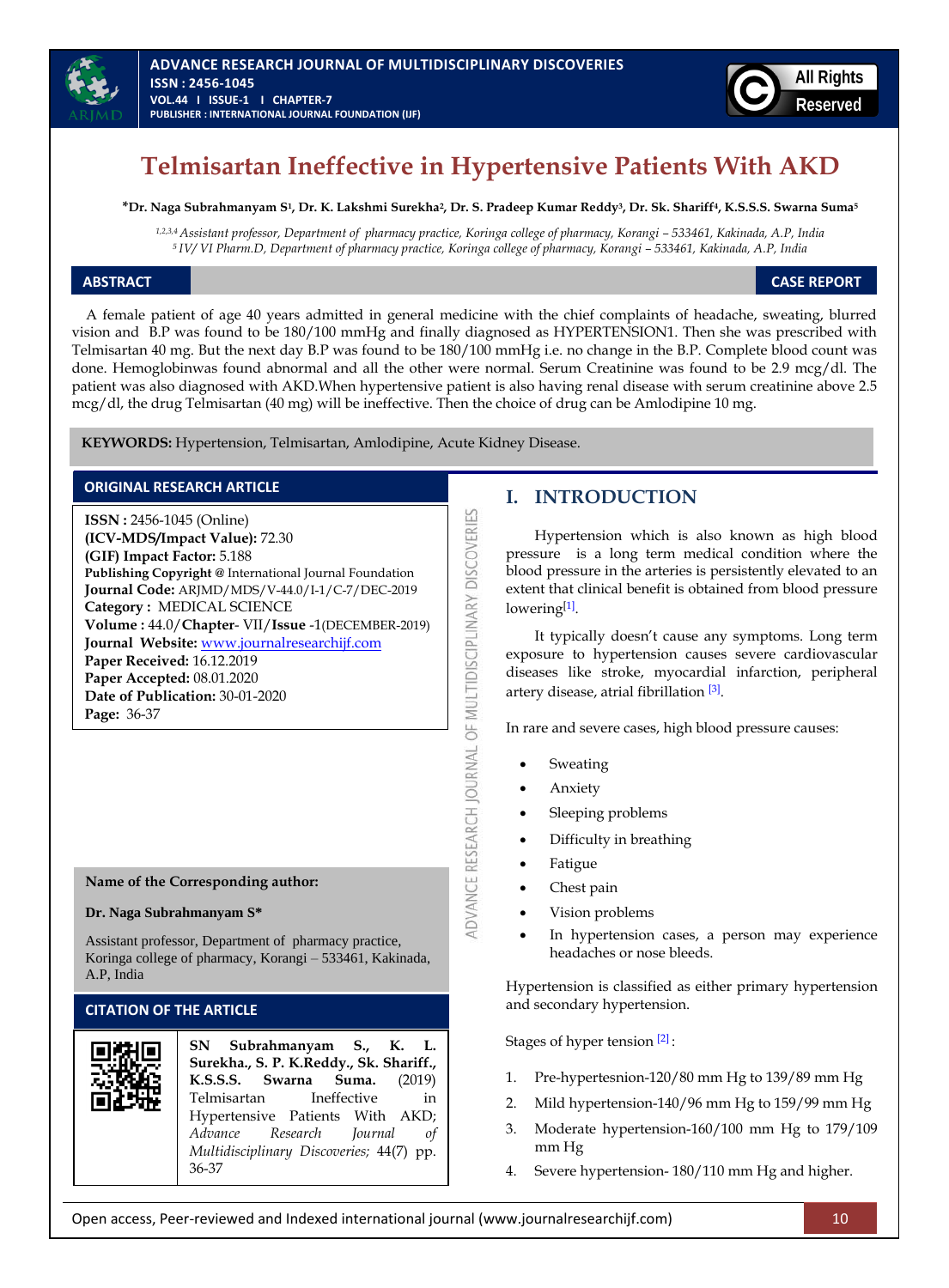# Telmisartan Ineffective in Hypertensive Patients With AKD

**\*Dr. Naga Subrahmanyam S[1], Dr. K. Lakshmi Surekha[2], Dr. S. Pradeep Kumar Reddy[3], Dr. Sk. Shariff[4], K.S.S.S. Swarna Suma[5]**

*[1,2,3,4] Assistant professor, Department of pharmacy practice, Koringa college of pharmacy, Korangi – 533461, Kakinada, A.P, India*
*[5] IV/ VI Pharm.D, Department of pharmacy practice, Koringa college of pharmacy, Korangi – 533461, Kakinada, A.P, India*

## ABSTRACT

**CASE REPORT**

A female patient of age 40 years admitted in general medicine with the chief complaints of headache, sweating, blurred vision and B.P was found to be 180/100 mmHg and finally diagnosed as HYPERTENSION1. Then she was prescribed with Telmisartan 40 mg. But the next day B.P was found to be 180/100 mmHg i.e. no change in the B.P. Complete blood count was done. Hemoglobinwas found abnormal and all the other were normal. Serum Creatinine was found to be 2.9 mcg/dl. The patient was also diagnosed with AKD.When hypertensive patient is also having renal disease with serum creatinine above 2.5 mcg/dl, the drug Telmisartan (40 mg) will be ineffective. Then the choice of drug can be Amlodipine 10 mg.

**KEYWORDS:** Hypertension, Telmisartan, Amlodipine, Acute Kidney Disease.

## ORIGINAL RESEARCH ARTICLE

**ISSN :** 2456-1045 (Online)
**(ICV-MDS/Impact Value):** 72.30
**(GIF) Impact Factor:** 5.188
**Publishing Copyright @** International Journal Foundation
**Journal Code:** ARJMD/MDS/V-44.0/I-1/C-7/DEC-2019
**Category :** MEDICAL SCIENCE
**Volume :** 44.0/**Chapter**- VII/**Issue** -1(DECEMBER-2019)
**Journal Website:** www.journalresearchijf.com
**Paper Received:** 16.12.2019
**Paper Accepted:** 08.01.2020
**Date of Publication:** 30-01-2020
**Page:** 36-37

**Name of the Corresponding author:**

**Dr. Naga Subrahmanyam S\***

Assistant professor, Department of pharmacy practice, Koringa college of pharmacy, Korangi – 533461, Kakinada, A.P, India

## CITATION OF THE ARTICLE

**SN Subrahmanyam S., K. L. Surekha., S. P. K.Reddy., Sk. Shariff., K.S.S.S. Swarna Suma.** (2019) Telmisartan Ineffective in Hypertensive Patients With AKD; *Advance Research Journal of Multidisciplinary Discoveries;* 44(7) pp. 36-37

## I. INTRODUCTION

Hypertension which is also known as high blood pressure is a long term medical condition where the blood pressure in the arteries is persistently elevated to an extent that clinical benefit is obtained from blood pressure lowering[1].

It typically doesn't cause any symptoms. Long term exposure to hypertension causes severe cardiovascular diseases like stroke, myocardial infarction, peripheral artery disease, atrial fibrillation [3].

In rare and severe cases, high blood pressure causes:

- Sweating
- Anxiety
- Sleeping problems
- Difficulty in breathing
- Fatigue
- Chest pain
- Vision problems
- In hypertension cases, a person may experience headaches or nose bleeds.

Hypertension is classified as either primary hypertension and secondary hypertension.

Stages of hyper tension [2]:

1. Pre-hypertesnion-120/80 mm Hg to 139/89 mm Hg
2. Mild hypertension-140/96 mm Hg to 159/99 mm Hg
3. Moderate hypertension-160/100 mm Hg to 179/109 mm Hg
4. Severe hypertension- 180/110 mm Hg and higher.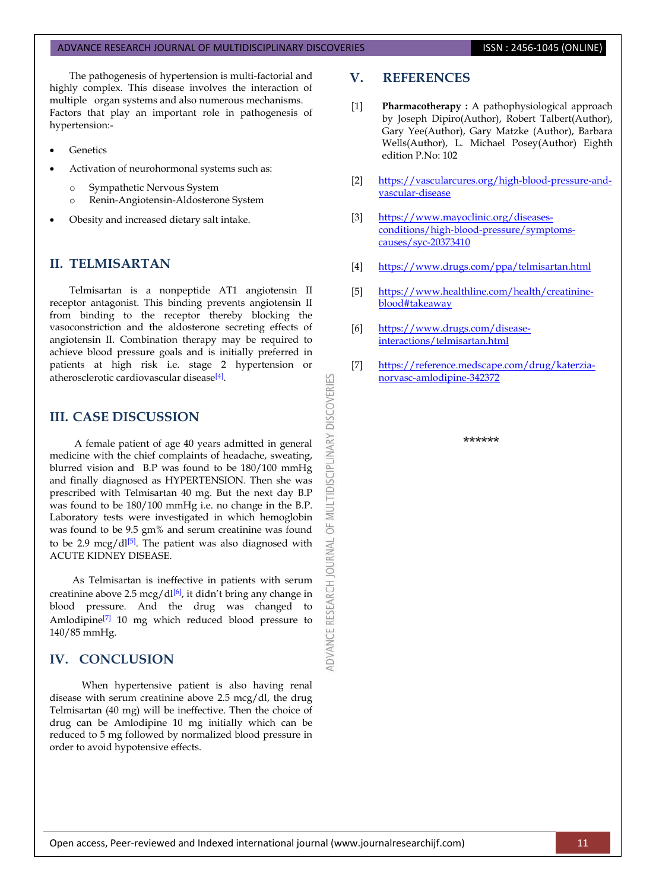The pathogenesis of hypertension is multi-factorial and highly complex. This disease involves the interaction of multiple organ systems and also numerous mechanisms. Factors that play an important role in pathogenesis of hypertension:-

- Genetics
- Activation of neurohormonal systems such as:
  - Sympathetic Nervous System
  - Renin-Angiotensin-Aldosterone System
- Obesity and increased dietary salt intake.

## II. TELMISARTAN

Telmisartan is a nonpeptide AT1 angiotensin II receptor antagonist. This binding prevents angiotensin II from binding to the receptor thereby blocking the vasoconstriction and the aldosterone secreting effects of angiotensin II. Combination therapy may be required to achieve blood pressure goals and is initially preferred in patients at high risk i.e. stage 2 hypertension or atherosclerotic cardiovascular disease[4].

## III. CASE DISCUSSION

A female patient of age 40 years admitted in general medicine with the chief complaints of headache, sweating, blurred vision and B.P was found to be 180/100 mmHg and finally diagnosed as HYPERTENSION. Then she was prescribed with Telmisartan 40 mg. But the next day B.P was found to be 180/100 mmHg i.e. no change in the B.P. Laboratory tests were investigated in which hemoglobin was found to be 9.5 gm% and serum creatinine was found to be 2.9 mcg/dl[5]. The patient was also diagnosed with ACUTE KIDNEY DISEASE.

As Telmisartan is ineffective in patients with serum creatinine above 2.5 mcg/dl[6], it didn't bring any change in blood pressure. And the drug was changed to Amlodipine[7] 10 mg which reduced blood pressure to 140/85 mmHg.

## IV. CONCLUSION

When hypertensive patient is also having renal disease with serum creatinine above 2.5 mcg/dl, the drug Telmisartan (40 mg) will be ineffective. Then the choice of drug can be Amlodipine 10 mg initially which can be reduced to 5 mg followed by normalized blood pressure in order to avoid hypotensive effects.

## V. REFERENCES

[1] **Pharmacotherapy :** A pathophysiological approach by Joseph Dipiro(Author), Robert Talbert(Author), Gary Yee(Author), Gary Matzke (Author), Barbara Wells(Author), L. Michael Posey(Author) Eighth edition P.No: 102

[2] https://vascularcures.org/high-blood-pressure-and-vascular-disease

[3] https://www.mayoclinic.org/diseases-conditions/high-blood-pressure/symptoms-causes/syc-20373410

[4] https://www.drugs.com/ppa/telmisartan.html

[5] https://www.healthline.com/health/creatinine-blood#takeaway

[6] https://www.drugs.com/disease-interactions/telmisartan.html

[7] https://reference.medscape.com/drug/katerzia-norvasc-amlodipine-342372

******